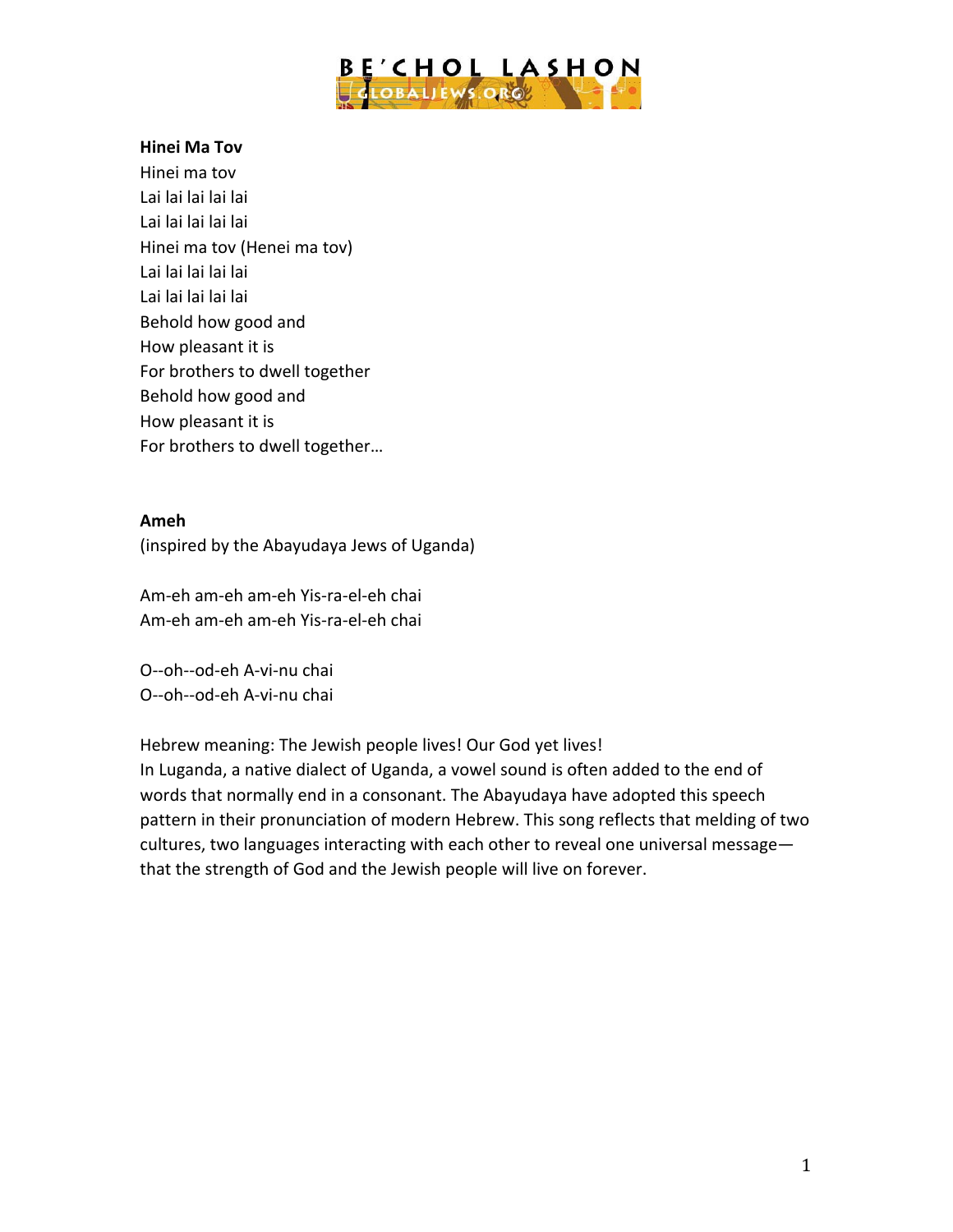**Hinei Ma Tov**

Hinei ma tov
Lai lai lai lai lai
Lai lai lai lai lai
Hinei ma tov (Henei ma tov)
Lai lai lai lai lai
Lai lai lai lai lai
Behold how good and
How pleasant it is
For brothers to dwell together
Behold how good and
How pleasant it is
For brothers to dwell together…

**Ameh**

(inspired by the Abayudaya Jews of Uganda)

Am-eh am-eh am-eh Yis-ra-el-eh chai
Am-eh am-eh am-eh Yis-ra-el-eh chai

O--oh--od-eh A-vi-nu chai
O--oh--od-eh A-vi-nu chai

Hebrew meaning: The Jewish people lives! Our God yet lives!
In Luganda, a native dialect of Uganda, a vowel sound is often added to the end of words that normally end in a consonant. The Abayudaya have adopted this speech pattern in their pronunciation of modern Hebrew. This song reflects that melding of two cultures, two languages interacting with each other to reveal one universal message—that the strength of God and the Jewish people will live on forever.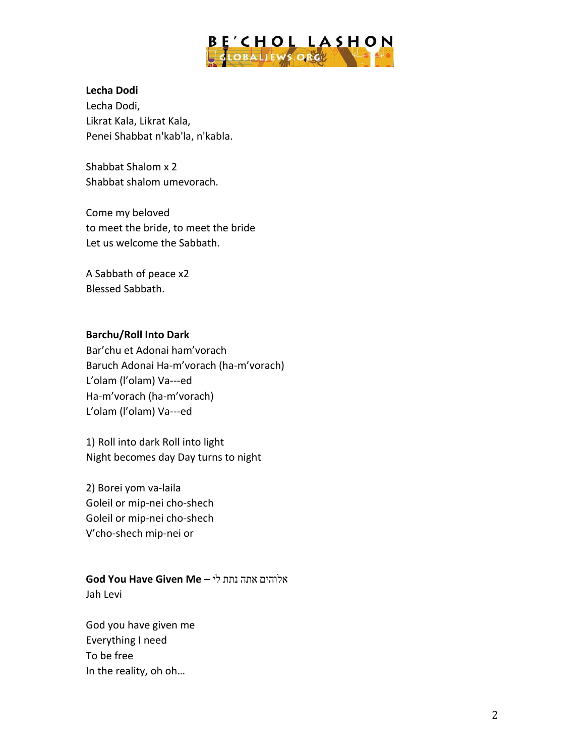**Lecha Dodi**

Lecha Dodi,
Likrat Kala, Likrat Kala,
Penei Shabbat n'kab'la, n'kabla.

Shabbat Shalom x 2
Shabbat shalom umevorach.

Come my beloved
to meet the bride, to meet the bride
Let us welcome the Sabbath.

A Sabbath of peace x2
Blessed Sabbath.

**Barchu/Roll Into Dark**

Bar'chu et Adonai ham'vorach
Baruch Adonai Ha-m'vorach (ha-m'vorach)
L'olam (l'olam) Va---ed
Ha-m'vorach (ha-m'vorach)
L'olam (l'olam) Va---ed

1) Roll into dark Roll into light
Night becomes day Day turns to night

2) Borei yom va-laila
Goleil or mip-nei cho-shech
Goleil or mip-nei cho-shech
V'cho-shech mip-nei or

**God You Have Given Me** – אלוהים אתה נתת לי

Jah Levi

God you have given me
Everything I need
To be free
In the reality, oh oh…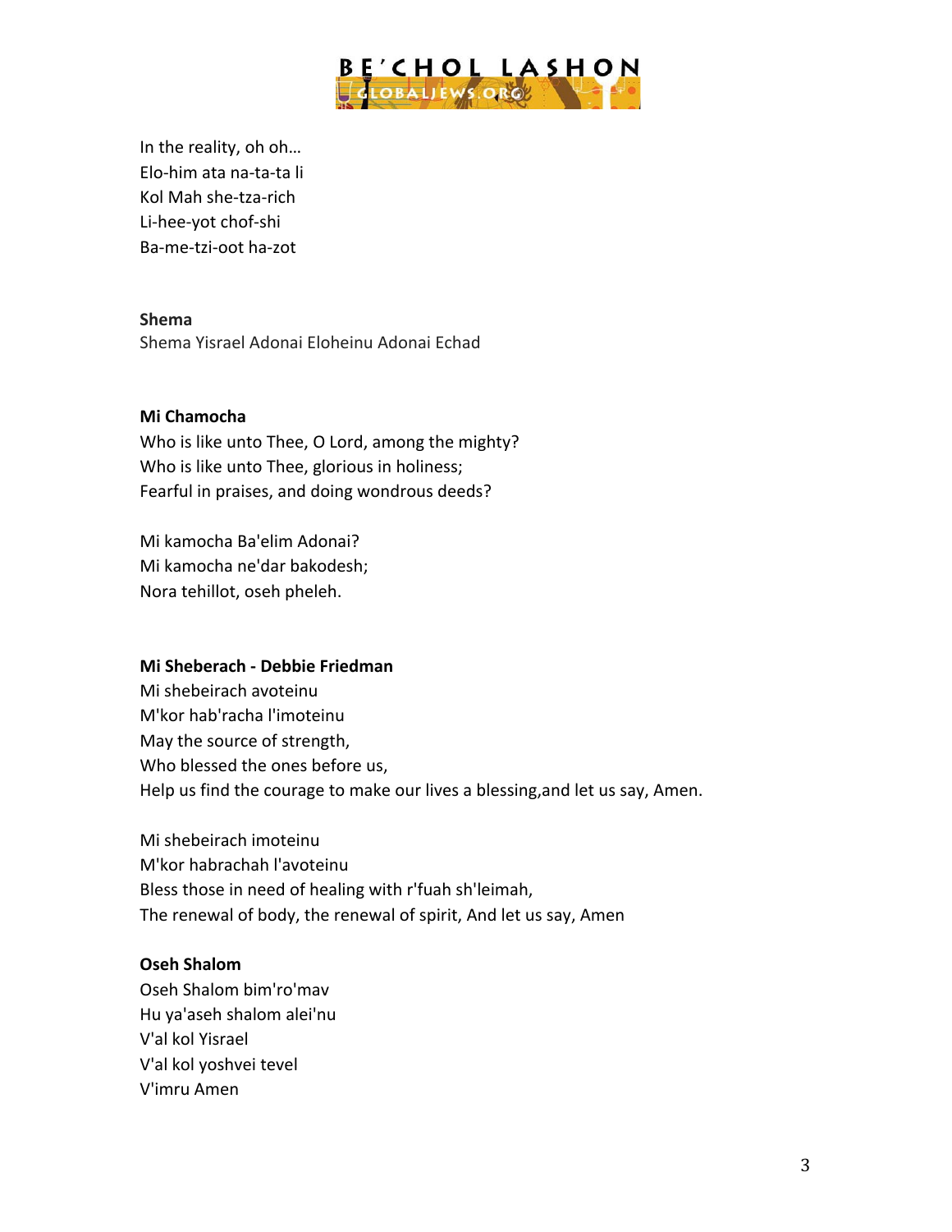In the reality, oh oh…
Elo-him ata na-ta-ta li
Kol Mah she-tza-rich
Li-hee-yot chof-shi
Ba-me-tzi-oot ha-zot

**Shema**
Shema Yisrael Adonai Eloheinu Adonai Echad

**Mi Chamocha**
Who is like unto Thee, O Lord, among the mighty?
Who is like unto Thee, glorious in holiness;
Fearful in praises, and doing wondrous deeds?

Mi kamocha Ba'elim Adonai?
Mi kamocha ne'dar bakodesh;
Nora tehillot, oseh pheleh.

**Mi Sheberach - Debbie Friedman**
Mi shebeirach avoteinu
M'kor hab'racha l'imoteinu
May the source of strength,
Who blessed the ones before us,
Help us find the courage to make our lives a blessing,and let us say, Amen.

Mi shebeirach imoteinu
M'kor habrachah l'avoteinu
Bless those in need of healing with r'fuah sh'leimah,
The renewal of body, the renewal of spirit, And let us say, Amen

**Oseh Shalom**
Oseh Shalom bim'ro'mav
Hu ya'aseh shalom alei'nu
V'al kol Yisrael
V'al kol yoshvei tevel
V'imru Amen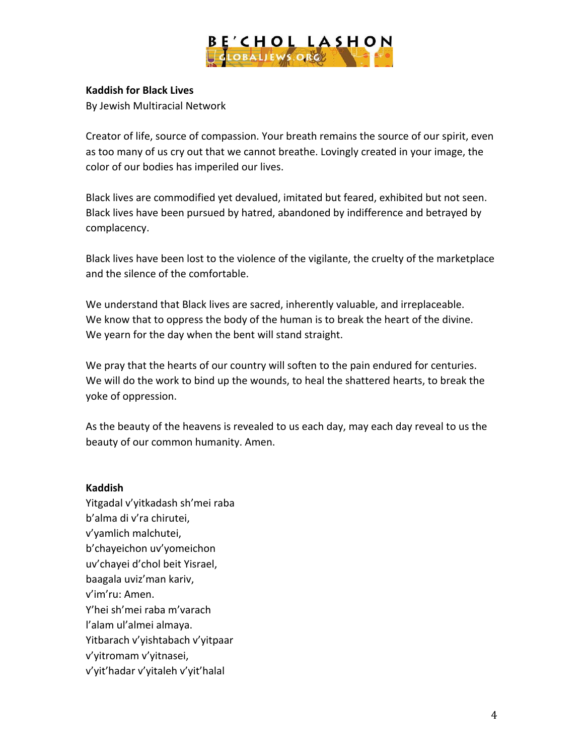**Kaddish for Black Lives**
By Jewish Multiracial Network

Creator of life, source of compassion. Your breath remains the source of our spirit, even as too many of us cry out that we cannot breathe. Lovingly created in your image, the color of our bodies has imperiled our lives.

Black lives are commodified yet devalued, imitated but feared, exhibited but not seen. Black lives have been pursued by hatred, abandoned by indifference and betrayed by complacency.

Black lives have been lost to the violence of the vigilante, the cruelty of the marketplace and the silence of the comfortable.

We understand that Black lives are sacred, inherently valuable, and irreplaceable.
We know that to oppress the body of the human is to break the heart of the divine.
We yearn for the day when the bent will stand straight.

We pray that the hearts of our country will soften to the pain endured for centuries.
We will do the work to bind up the wounds, to heal the shattered hearts, to break the yoke of oppression.

As the beauty of the heavens is revealed to us each day, may each day reveal to us the beauty of our common humanity. Amen.

**Kaddish**
Yitgadal v'yitkadash sh'mei raba
b'alma di v'ra chirutei,
v'yamlich malchutei,
b'chayeichon uv'yomeichon
uv'chayei d'chol beit Yisrael,
baagala uviz'man kariv,
v'im'ru: Amen.
Y'hei sh'mei raba m'varach
l'alam ul'almei almaya.
Yitbarach v'yishtabach v'yitpaar
v'yitromam v'yitnasei,
v'yit'hadar v'yitaleh v'yit'halal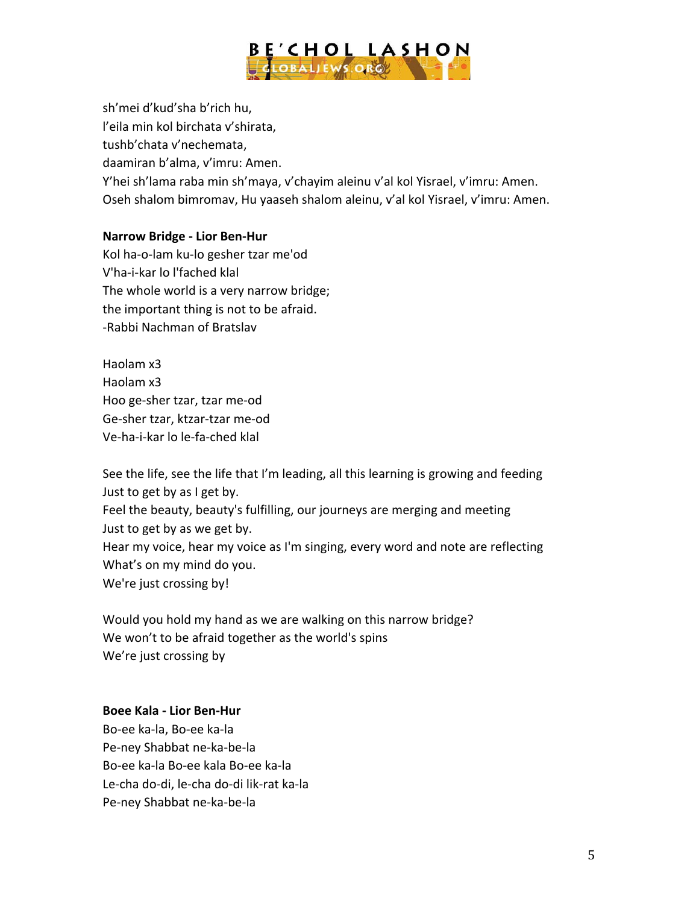sh'mei d'kud'sha b'rich hu,
l'eila min kol birchata v'shirata,
tushb'chata v'nechemata,
daamiran b'alma, v'imru: Amen.
Y'hei sh'lama raba min sh'maya, v'chayim aleinu v'al kol Yisrael, v'imru: Amen.
Oseh shalom bimromav, Hu yaaseh shalom aleinu, v'al kol Yisrael, v'imru: Amen.

**Narrow Bridge - Lior Ben-Hur**

Kol ha-o-lam ku-lo gesher tzar me'od
V'ha-i-kar lo l'fached klal
The whole world is a very narrow bridge;
the important thing is not to be afraid.
-Rabbi Nachman of Bratslav

Haolam x3
Haolam x3
Hoo ge-sher tzar, tzar me-od
Ge-sher tzar, ktzar-tzar me-od
Ve-ha-i-kar lo le-fa-ched klal

See the life, see the life that I'm leading, all this learning is growing and feeding
Just to get by as I get by.
Feel the beauty, beauty's fulfilling, our journeys are merging and meeting
Just to get by as we get by.
Hear my voice, hear my voice as I'm singing, every word and note are reflecting
What's on my mind do you.
We're just crossing by!

Would you hold my hand as we are walking on this narrow bridge?
We won't to be afraid together as the world's spins
We're just crossing by

**Boee Kala - Lior Ben-Hur**

Bo-ee ka-la, Bo-ee ka-la
Pe-ney Shabbat ne-ka-be-la
Bo-ee ka-la Bo-ee kala Bo-ee ka-la
Le-cha do-di, le-cha do-di lik-rat ka-la
Pe-ney Shabbat ne-ka-be-la